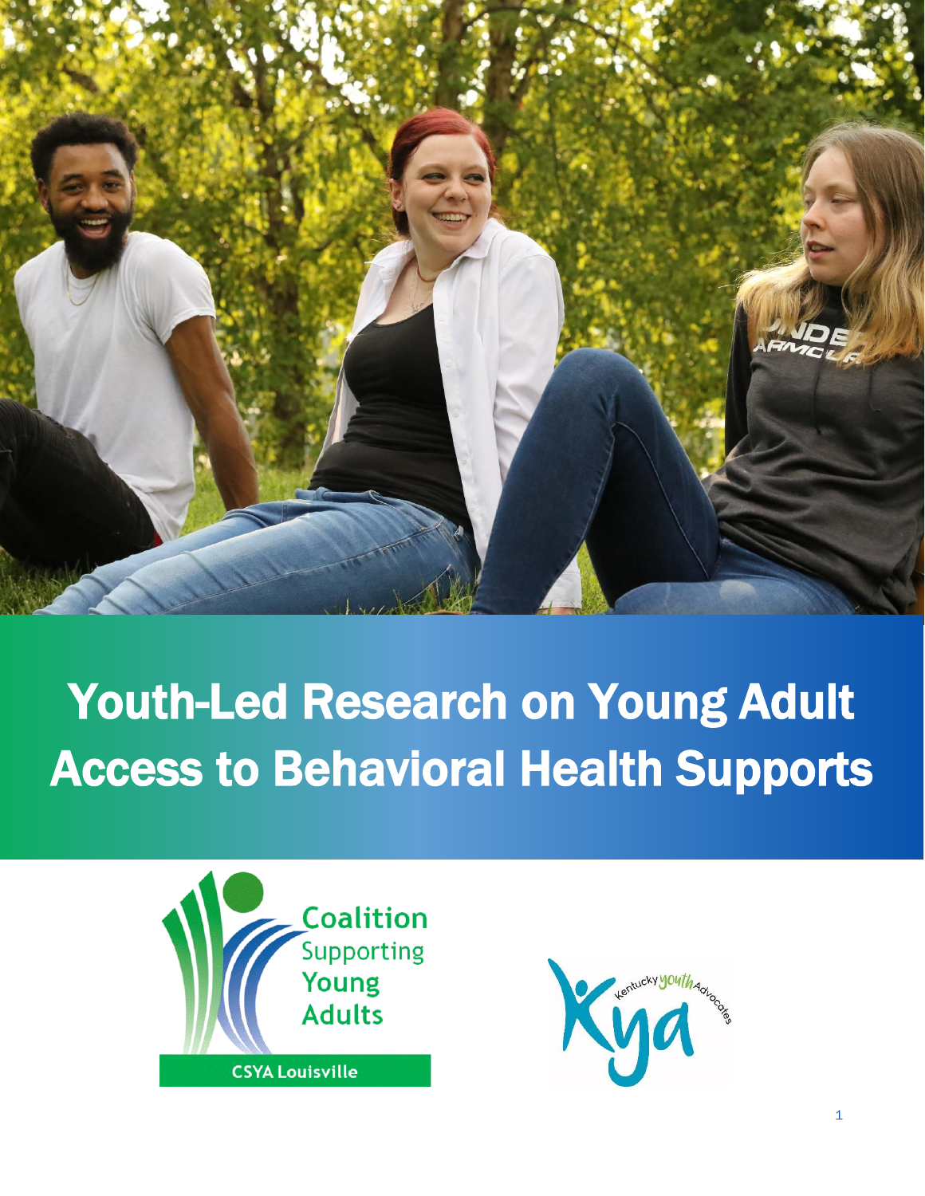# Youth-Led Research on Young Adult Access to Behavioral Health Supports

Coalition Supporting Young Adults

CSYA Louisville

Kentucky Youth Advocates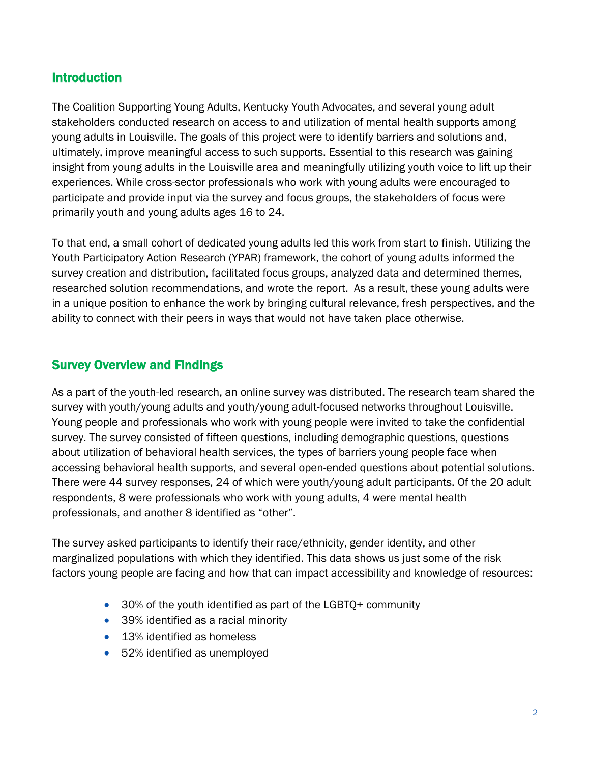## Introduction

The Coalition Supporting Young Adults, Kentucky Youth Advocates, and several young adult stakeholders conducted research on access to and utilization of mental health supports among young adults in Louisville. The goals of this project were to identify barriers and solutions and, ultimately, improve meaningful access to such supports. Essential to this research was gaining insight from young adults in the Louisville area and meaningfully utilizing youth voice to lift up their experiences. While cross-sector professionals who work with young adults were encouraged to participate and provide input via the survey and focus groups, the stakeholders of focus were primarily youth and young adults ages 16 to 24.

To that end, a small cohort of dedicated young adults led this work from start to finish. Utilizing the Youth Participatory Action Research (YPAR) framework, the cohort of young adults informed the survey creation and distribution, facilitated focus groups, analyzed data and determined themes, researched solution recommendations, and wrote the report. As a result, these young adults were in a unique position to enhance the work by bringing cultural relevance, fresh perspectives, and the ability to connect with their peers in ways that would not have taken place otherwise.

## Survey Overview and Findings

As a part of the youth-led research, an online survey was distributed. The research team shared the survey with youth/young adults and youth/young adult-focused networks throughout Louisville. Young people and professionals who work with young people were invited to take the confidential survey. The survey consisted of fifteen questions, including demographic questions, questions about utilization of behavioral health services, the types of barriers young people face when accessing behavioral health supports, and several open-ended questions about potential solutions. There were 44 survey responses, 24 of which were youth/young adult participants. Of the 20 adult respondents, 8 were professionals who work with young adults, 4 were mental health professionals, and another 8 identified as "other".

The survey asked participants to identify their race/ethnicity, gender identity, and other marginalized populations with which they identified. This data shows us just some of the risk factors young people are facing and how that can impact accessibility and knowledge of resources:

- 30% of the youth identified as part of the LGBTQ+ community
- 39% identified as a racial minority
- 13% identified as homeless
- 52% identified as unemployed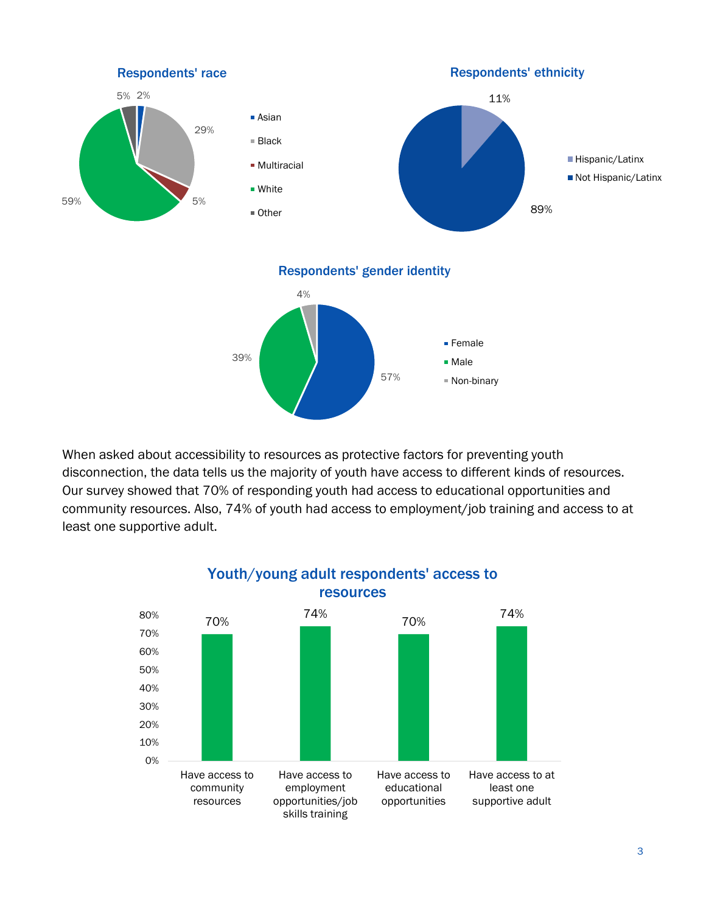**Respondents' race**

- Asian: 2%
- Black: 29%
- Multiracial: 5%
- White: 59%
- Other: 5%

**Respondents' ethnicity**

- Hispanic/Latinx: 11%
- Not Hispanic/Latinx: 89%

**Respondents' gender identity**

- Female: 57%
- Male: 39%
- Non-binary: 4%

When asked about accessibility to resources as protective factors for preventing youth disconnection, the data tells us the majority of youth have access to different kinds of resources. Our survey showed that 70% of responding youth had access to educational opportunities and community resources. Also, 74% of youth had access to employment/job training and access to at least one supportive adult.

**Youth/young adult respondents' access to resources**

| Resource | Percentage |
|---|---|
| Have access to community resources | 70% |
| Have access to employment opportunities/job skills training | 74% |
| Have access to educational opportunities | 70% |
| Have access to at least one supportive adult | 74% |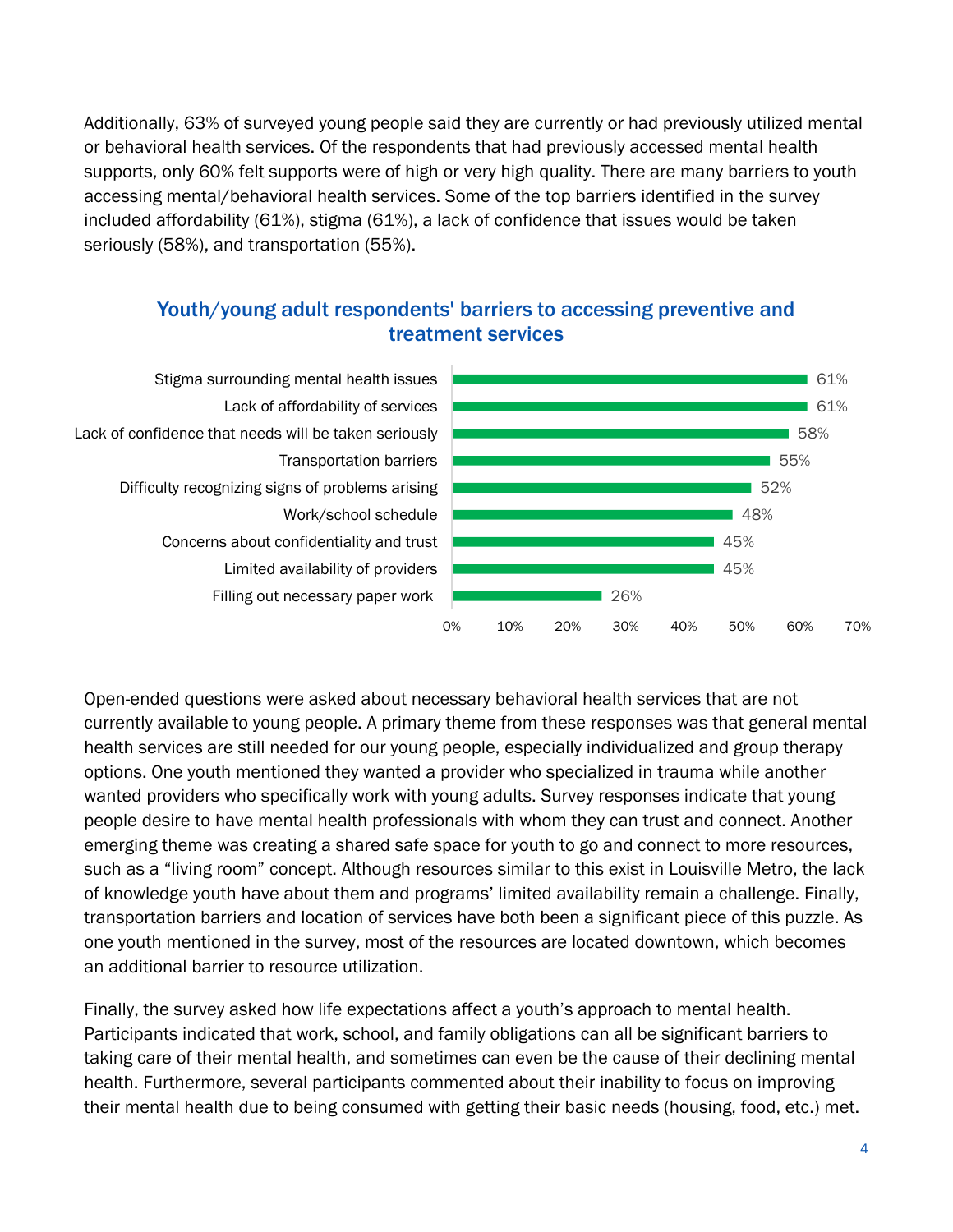Additionally, 63% of surveyed young people said they are currently or had previously utilized mental or behavioral health services. Of the respondents that had previously accessed mental health supports, only 60% felt supports were of high or very high quality. There are many barriers to youth accessing mental/behavioral health services. Some of the top barriers identified in the survey included affordability (61%), stigma (61%), a lack of confidence that issues would be taken seriously (58%), and transportation (55%).

### Youth/young adult respondents' barriers to accessing preventive and treatment services

| Barrier | Percentage |
|---|---|
| Stigma surrounding mental health issues | 61% |
| Lack of affordability of services | 61% |
| Lack of confidence that needs will be taken seriously | 58% |
| Transportation barriers | 55% |
| Difficulty recognizing signs of problems arising | 52% |
| Work/school schedule | 48% |
| Concerns about confidentiality and trust | 45% |
| Limited availability of providers | 45% |
| Filling out necessary paper work | 26% |

Open-ended questions were asked about necessary behavioral health services that are not currently available to young people. A primary theme from these responses was that general mental health services are still needed for our young people, especially individualized and group therapy options. One youth mentioned they wanted a provider who specialized in trauma while another wanted providers who specifically work with young adults. Survey responses indicate that young people desire to have mental health professionals with whom they can trust and connect. Another emerging theme was creating a shared safe space for youth to go and connect to more resources, such as a "living room" concept. Although resources similar to this exist in Louisville Metro, the lack of knowledge youth have about them and programs' limited availability remain a challenge. Finally, transportation barriers and location of services have both been a significant piece of this puzzle. As one youth mentioned in the survey, most of the resources are located downtown, which becomes an additional barrier to resource utilization.

Finally, the survey asked how life expectations affect a youth's approach to mental health. Participants indicated that work, school, and family obligations can all be significant barriers to taking care of their mental health, and sometimes can even be the cause of their declining mental health. Furthermore, several participants commented about their inability to focus on improving their mental health due to being consumed with getting their basic needs (housing, food, etc.) met.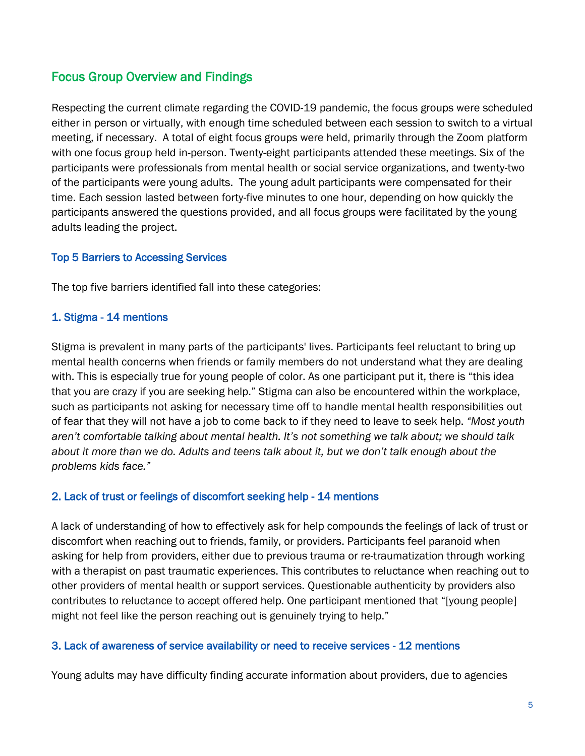## Focus Group Overview and Findings

Respecting the current climate regarding the COVID-19 pandemic, the focus groups were scheduled either in person or virtually, with enough time scheduled between each session to switch to a virtual meeting, if necessary. A total of eight focus groups were held, primarily through the Zoom platform with one focus group held in-person. Twenty-eight participants attended these meetings. Six of the participants were professionals from mental health or social service organizations, and twenty-two of the participants were young adults. The young adult participants were compensated for their time. Each session lasted between forty-five minutes to one hour, depending on how quickly the participants answered the questions provided, and all focus groups were facilitated by the young adults leading the project.

### Top 5 Barriers to Accessing Services

The top five barriers identified fall into these categories:

### 1. Stigma - 14 mentions

Stigma is prevalent in many parts of the participants' lives. Participants feel reluctant to bring up mental health concerns when friends or family members do not understand what they are dealing with. This is especially true for young people of color. As one participant put it, there is "this idea that you are crazy if you are seeking help." Stigma can also be encountered within the workplace, such as participants not asking for necessary time off to handle mental health responsibilities out of fear that they will not have a job to come back to if they need to leave to seek help. *"Most youth aren't comfortable talking about mental health. It's not something we talk about; we should talk about it more than we do. Adults and teens talk about it, but we don't talk enough about the problems kids face."*

### 2. Lack of trust or feelings of discomfort seeking help - 14 mentions

A lack of understanding of how to effectively ask for help compounds the feelings of lack of trust or discomfort when reaching out to friends, family, or providers. Participants feel paranoid when asking for help from providers, either due to previous trauma or re-traumatization through working with a therapist on past traumatic experiences. This contributes to reluctance when reaching out to other providers of mental health or support services. Questionable authenticity by providers also contributes to reluctance to accept offered help. One participant mentioned that "[young people] might not feel like the person reaching out is genuinely trying to help."

### 3. Lack of awareness of service availability or need to receive services - 12 mentions

Young adults may have difficulty finding accurate information about providers, due to agencies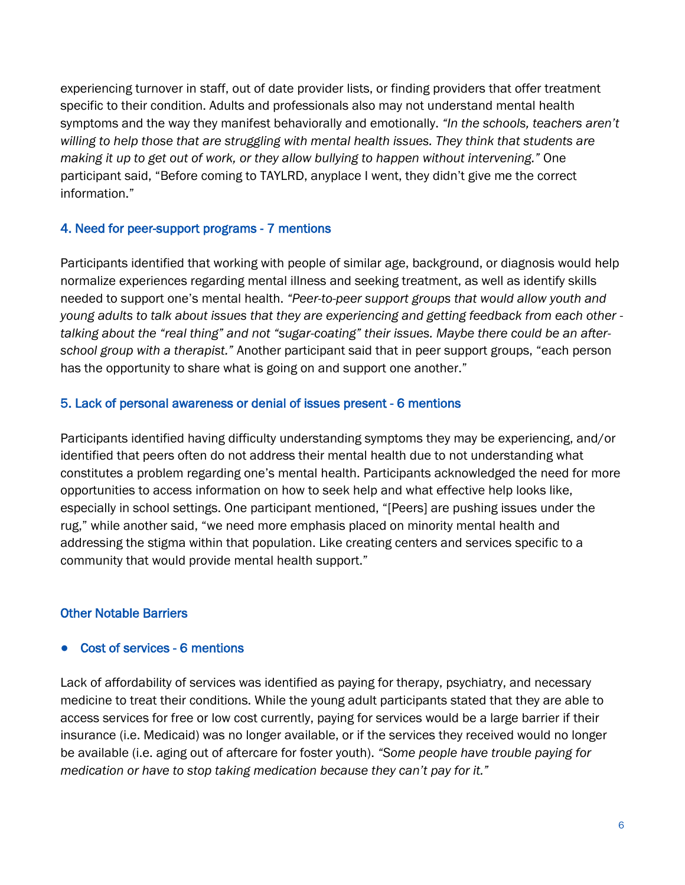experiencing turnover in staff, out of date provider lists, or finding providers that offer treatment specific to their condition. Adults and professionals also may not understand mental health symptoms and the way they manifest behaviorally and emotionally. *"In the schools, teachers aren't willing to help those that are struggling with mental health issues. They think that students are making it up to get out of work, or they allow bullying to happen without intervening."* One participant said, "Before coming to TAYLRD, anyplace I went, they didn't give me the correct information."

### 4. Need for peer-support programs - 7 mentions

Participants identified that working with people of similar age, background, or diagnosis would help normalize experiences regarding mental illness and seeking treatment, as well as identify skills needed to support one's mental health. *"Peer-to-peer support groups that would allow youth and young adults to talk about issues that they are experiencing and getting feedback from each other - talking about the "real thing" and not "sugar-coating" their issues. Maybe there could be an after-school group with a therapist."* Another participant said that in peer support groups, "each person has the opportunity to share what is going on and support one another."

### 5. Lack of personal awareness or denial of issues present - 6 mentions

Participants identified having difficulty understanding symptoms they may be experiencing, and/or identified that peers often do not address their mental health due to not understanding what constitutes a problem regarding one's mental health. Participants acknowledged the need for more opportunities to access information on how to seek help and what effective help looks like, especially in school settings. One participant mentioned, "[Peers] are pushing issues under the rug," while another said, "we need more emphasis placed on minority mental health and addressing the stigma within that population. Like creating centers and services specific to a community that would provide mental health support."

### Other Notable Barriers

- **Cost of services - 6 mentions**

Lack of affordability of services was identified as paying for therapy, psychiatry, and necessary medicine to treat their conditions. While the young adult participants stated that they are able to access services for free or low cost currently, paying for services would be a large barrier if their insurance (i.e. Medicaid) was no longer available, or if the services they received would no longer be available (i.e. aging out of aftercare for foster youth). *"Some people have trouble paying for medication or have to stop taking medication because they can't pay for it."*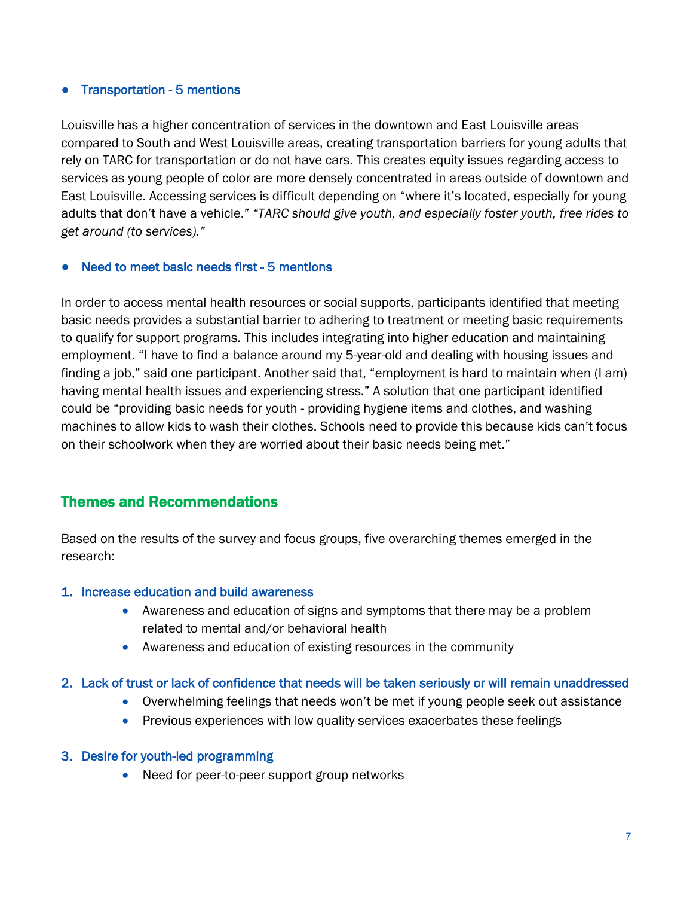- **Transportation - 5 mentions**

Louisville has a higher concentration of services in the downtown and East Louisville areas compared to South and West Louisville areas, creating transportation barriers for young adults that rely on TARC for transportation or do not have cars. This creates equity issues regarding access to services as young people of color are more densely concentrated in areas outside of downtown and East Louisville. Accessing services is difficult depending on "where it's located, especially for young adults that don't have a vehicle." *"TARC should give youth, and especially foster youth, free rides to get around (to services)."*

- **Need to meet basic needs first - 5 mentions**

In order to access mental health resources or social supports, participants identified that meeting basic needs provides a substantial barrier to adhering to treatment or meeting basic requirements to qualify for support programs. This includes integrating into higher education and maintaining employment. "I have to find a balance around my 5-year-old and dealing with housing issues and finding a job," said one participant. Another said that, "employment is hard to maintain when (I am) having mental health issues and experiencing stress." A solution that one participant identified could be "providing basic needs for youth - providing hygiene items and clothes, and washing machines to allow kids to wash their clothes. Schools need to provide this because kids can't focus on their schoolwork when they are worried about their basic needs being met."

## Themes and Recommendations

Based on the results of the survey and focus groups, five overarching themes emerged in the research:

1. **Increase education and build awareness**
    - Awareness and education of signs and symptoms that there may be a problem related to mental and/or behavioral health
    - Awareness and education of existing resources in the community
2. **Lack of trust or lack of confidence that needs will be taken seriously or will remain unaddressed**
    - Overwhelming feelings that needs won't be met if young people seek out assistance
    - Previous experiences with low quality services exacerbates these feelings
3. **Desire for youth-led programming**
    - Need for peer-to-peer support group networks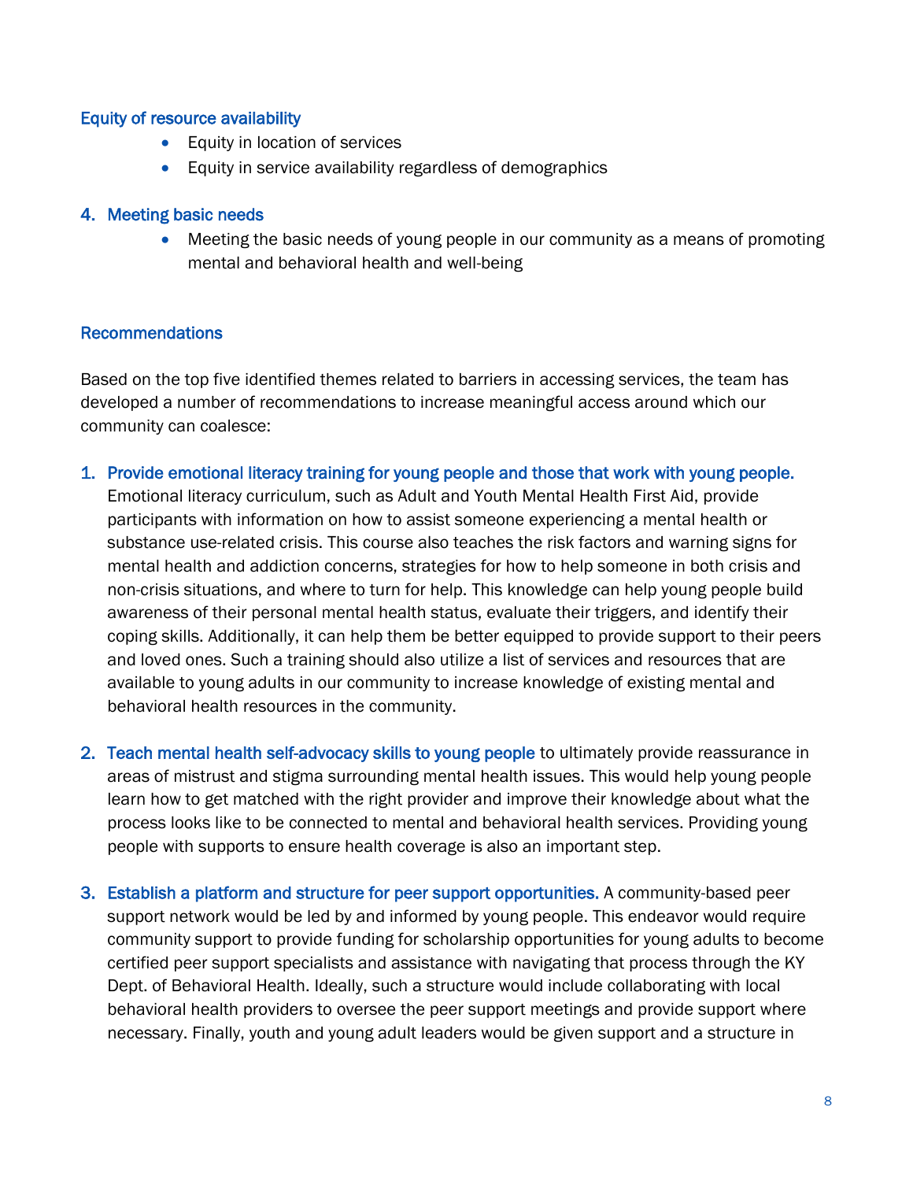### Equity of resource availability

- Equity in location of services
- Equity in service availability regardless of demographics

### 4. Meeting basic needs

- Meeting the basic needs of young people in our community as a means of promoting mental and behavioral health and well-being

## Recommendations

Based on the top five identified themes related to barriers in accessing services, the team has developed a number of recommendations to increase meaningful access around which our community can coalesce:

1. **Provide emotional literacy training for young people and those that work with young people.** Emotional literacy curriculum, such as Adult and Youth Mental Health First Aid, provide participants with information on how to assist someone experiencing a mental health or substance use-related crisis. This course also teaches the risk factors and warning signs for mental health and addiction concerns, strategies for how to help someone in both crisis and non-crisis situations, and where to turn for help. This knowledge can help young people build awareness of their personal mental health status, evaluate their triggers, and identify their coping skills. Additionally, it can help them be better equipped to provide support to their peers and loved ones. Such a training should also utilize a list of services and resources that are available to young adults in our community to increase knowledge of existing mental and behavioral health resources in the community.

2. **Teach mental health self-advocacy skills to young people** to ultimately provide reassurance in areas of mistrust and stigma surrounding mental health issues. This would help young people learn how to get matched with the right provider and improve their knowledge about what the process looks like to be connected to mental and behavioral health services. Providing young people with supports to ensure health coverage is also an important step.

3. **Establish a platform and structure for peer support opportunities.** A community-based peer support network would be led by and informed by young people. This endeavor would require community support to provide funding for scholarship opportunities for young adults to become certified peer support specialists and assistance with navigating that process through the KY Dept. of Behavioral Health. Ideally, such a structure would include collaborating with local behavioral health providers to oversee the peer support meetings and provide support where necessary. Finally, youth and young adult leaders would be given support and a structure in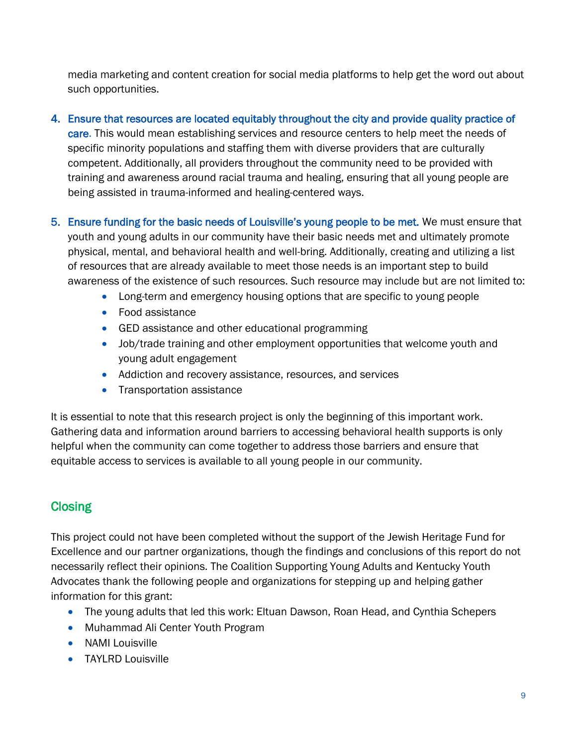media marketing and content creation for social media platforms to help get the word out about such opportunities.

4. **Ensure that resources are located equitably throughout the city and provide quality practice of care.** This would mean establishing services and resource centers to help meet the needs of specific minority populations and staffing them with diverse providers that are culturally competent. Additionally, all providers throughout the community need to be provided with training and awareness around racial trauma and healing, ensuring that all young people are being assisted in trauma-informed and healing-centered ways.

5. **Ensure funding for the basic needs of Louisville's young people to be met.** We must ensure that youth and young adults in our community have their basic needs met and ultimately promote physical, mental, and behavioral health and well-bring. Additionally, creating and utilizing a list of resources that are already available to meet those needs is an important step to build awareness of the existence of such resources. Such resource may include but are not limited to:
    - Long-term and emergency housing options that are specific to young people
    - Food assistance
    - GED assistance and other educational programming
    - Job/trade training and other employment opportunities that welcome youth and young adult engagement
    - Addiction and recovery assistance, resources, and services
    - Transportation assistance

It is essential to note that this research project is only the beginning of this important work. Gathering data and information around barriers to accessing behavioral health supports is only helpful when the community can come together to address those barriers and ensure that equitable access to services is available to all young people in our community.

## Closing

This project could not have been completed without the support of the Jewish Heritage Fund for Excellence and our partner organizations, though the findings and conclusions of this report do not necessarily reflect their opinions. The Coalition Supporting Young Adults and Kentucky Youth Advocates thank the following people and organizations for stepping up and helping gather information for this grant:

- The young adults that led this work: Eltuan Dawson, Roan Head, and Cynthia Schepers
- Muhammad Ali Center Youth Program
- NAMI Louisville
- TAYLRD Louisville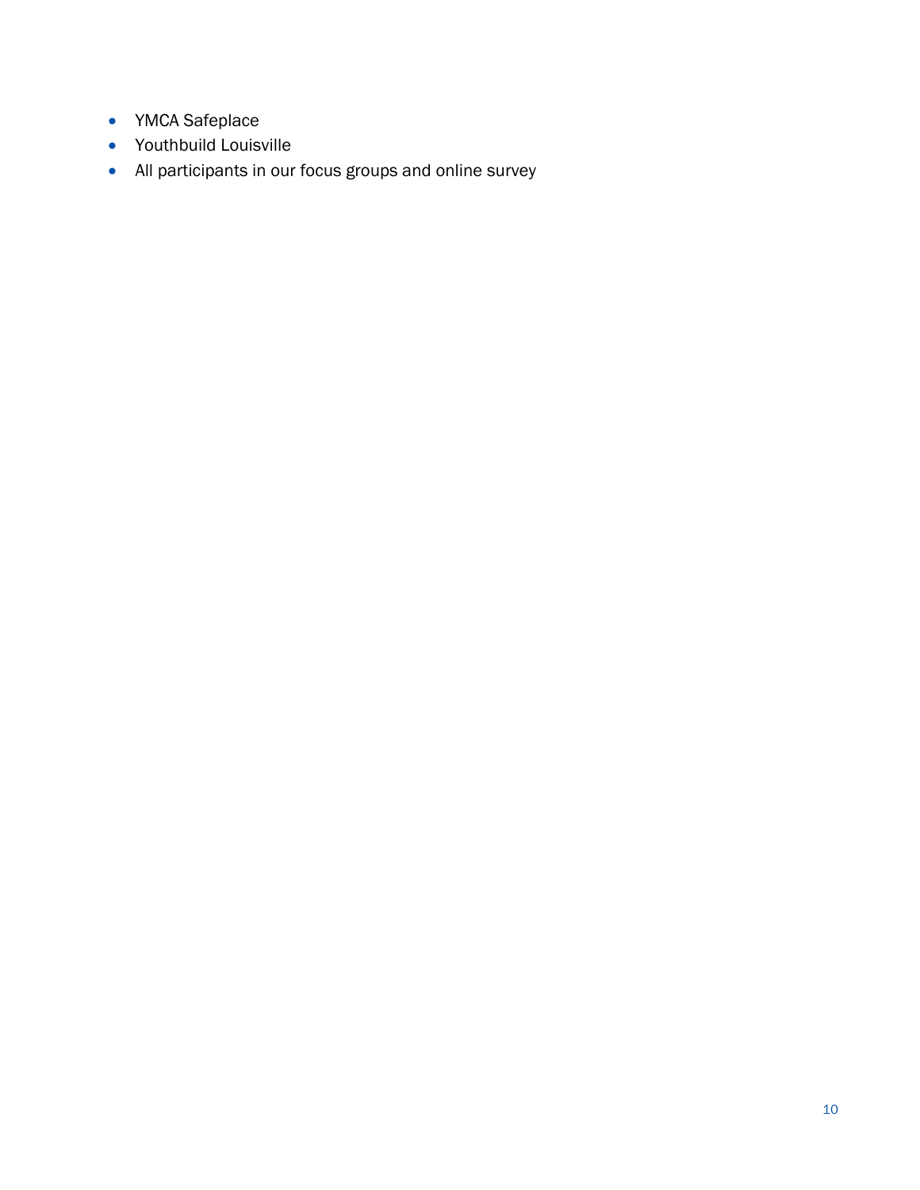- YMCA Safeplace
- Youthbuild Louisville
- All participants in our focus groups and online survey